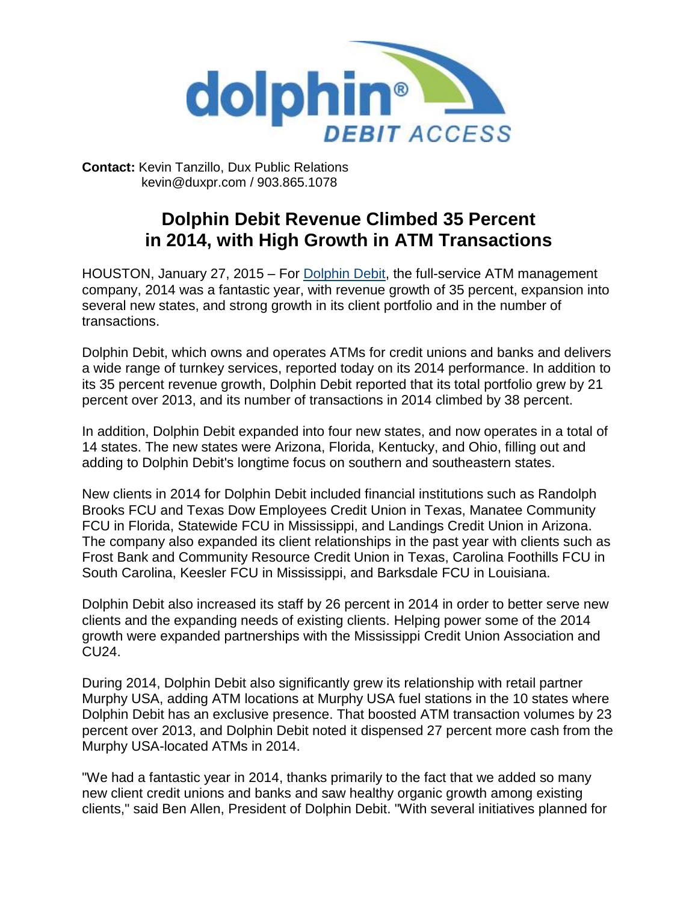**Contact:** Kevin Tanzillo, Dux Public Relations
kevin@duxpr.com / 903.865.1078

# Dolphin Debit Revenue Climbed 35 Percent in 2014, with High Growth in ATM Transactions

HOUSTON, January 27, 2015 – For Dolphin Debit, the full-service ATM management company, 2014 was a fantastic year, with revenue growth of 35 percent, expansion into several new states, and strong growth in its client portfolio and in the number of transactions.

Dolphin Debit, which owns and operates ATMs for credit unions and banks and delivers a wide range of turnkey services, reported today on its 2014 performance. In addition to its 35 percent revenue growth, Dolphin Debit reported that its total portfolio grew by 21 percent over 2013, and its number of transactions in 2014 climbed by 38 percent.

In addition, Dolphin Debit expanded into four new states, and now operates in a total of 14 states. The new states were Arizona, Florida, Kentucky, and Ohio, filling out and adding to Dolphin Debit's longtime focus on southern and southeastern states.

New clients in 2014 for Dolphin Debit included financial institutions such as Randolph Brooks FCU and Texas Dow Employees Credit Union in Texas, Manatee Community FCU in Florida, Statewide FCU in Mississippi, and Landings Credit Union in Arizona. The company also expanded its client relationships in the past year with clients such as Frost Bank and Community Resource Credit Union in Texas, Carolina Foothills FCU in South Carolina, Keesler FCU in Mississippi, and Barksdale FCU in Louisiana.

Dolphin Debit also increased its staff by 26 percent in 2014 in order to better serve new clients and the expanding needs of existing clients. Helping power some of the 2014 growth were expanded partnerships with the Mississippi Credit Union Association and CU24.

During 2014, Dolphin Debit also significantly grew its relationship with retail partner Murphy USA, adding ATM locations at Murphy USA fuel stations in the 10 states where Dolphin Debit has an exclusive presence. That boosted ATM transaction volumes by 23 percent over 2013, and Dolphin Debit noted it dispensed 27 percent more cash from the Murphy USA-located ATMs in 2014.

"We had a fantastic year in 2014, thanks primarily to the fact that we added so many new client credit unions and banks and saw healthy organic growth among existing clients," said Ben Allen, President of Dolphin Debit. "With several initiatives planned for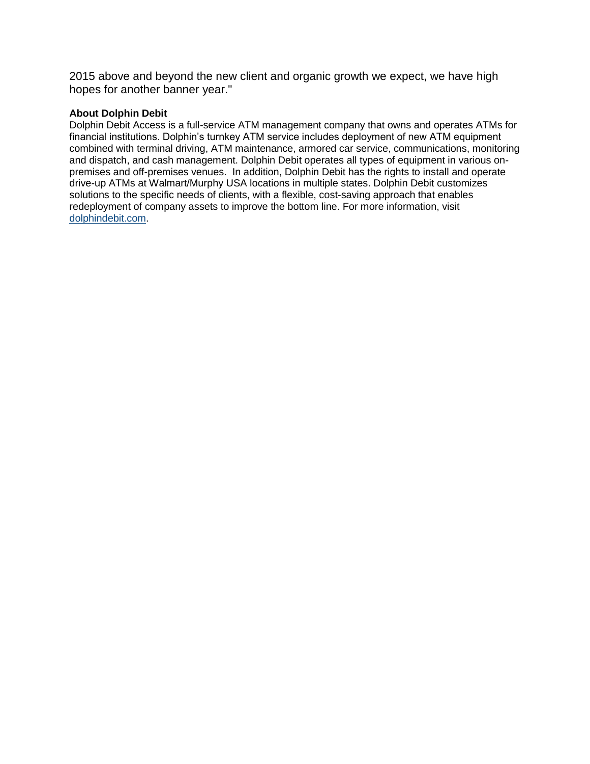2015 above and beyond the new client and organic growth we expect, we have high hopes for another banner year."

**About Dolphin Debit**

Dolphin Debit Access is a full-service ATM management company that owns and operates ATMs for financial institutions. Dolphin's turnkey ATM service includes deployment of new ATM equipment combined with terminal driving, ATM maintenance, armored car service, communications, monitoring and dispatch, and cash management. Dolphin Debit operates all types of equipment in various on-premises and off-premises venues. In addition, Dolphin Debit has the rights to install and operate drive-up ATMs at Walmart/Murphy USA locations in multiple states. Dolphin Debit customizes solutions to the specific needs of clients, with a flexible, cost-saving approach that enables redeployment of company assets to improve the bottom line. For more information, visit [dolphindebit.com](dolphindebit.com).